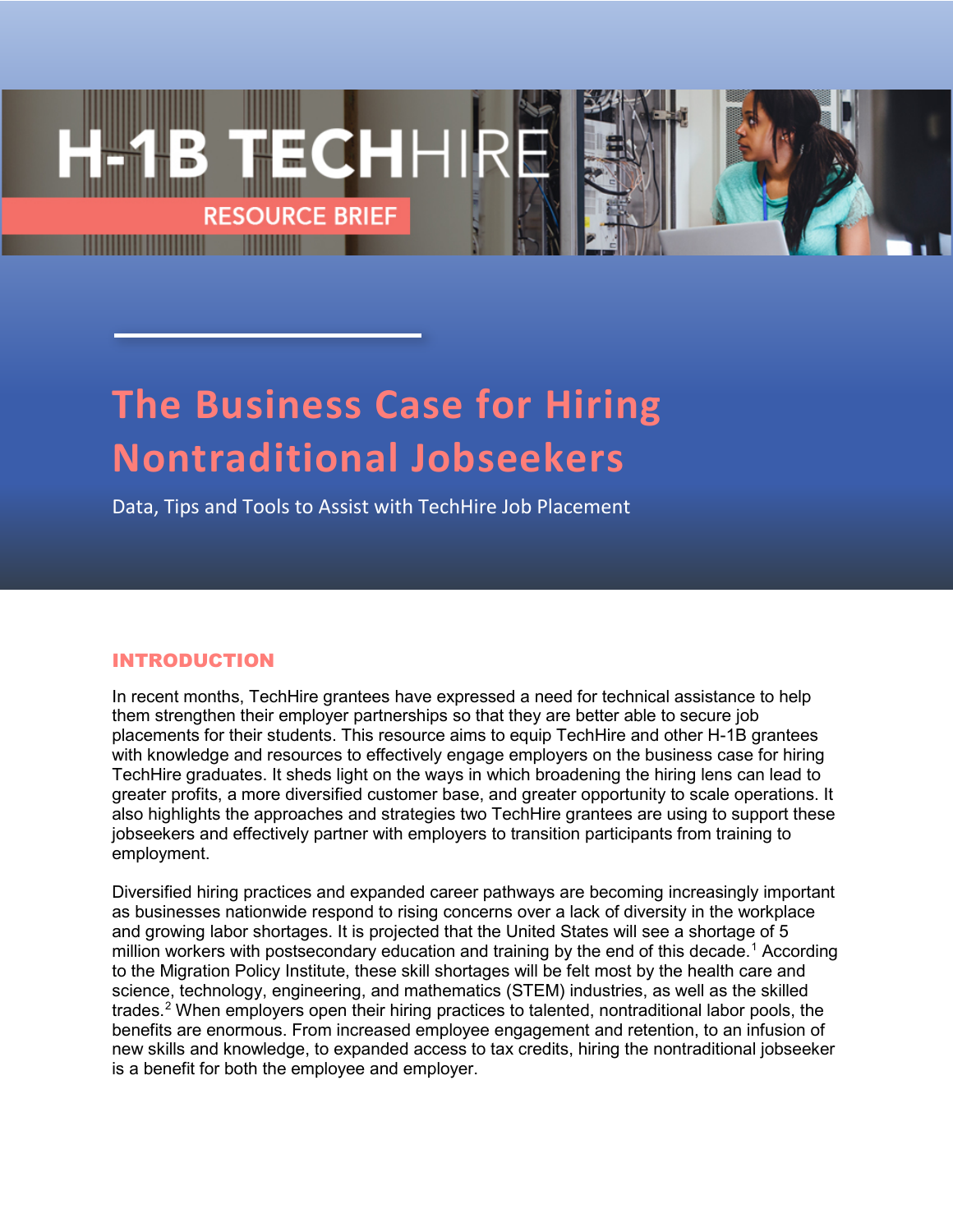H-1B TECHHIRE

RESOURCE BRIEF

# The Business Case for Hiring Nontraditional Jobseekers

Data, Tips and Tools to Assist with TechHire Job Placement

## INTRODUCTION

In recent months, TechHire grantees have expressed a need for technical assistance to help them strengthen their employer partnerships so that they are better able to secure job placements for their students. This resource aims to equip TechHire and other H-1B grantees with knowledge and resources to effectively engage employers on the business case for hiring TechHire graduates. It sheds light on the ways in which broadening the hiring lens can lead to greater profits, a more diversified customer base, and greater opportunity to scale operations. It also highlights the approaches and strategies two TechHire grantees are using to support these jobseekers and effectively partner with employers to transition participants from training to employment.

Diversified hiring practices and expanded career pathways are becoming increasingly important as businesses nationwide respond to rising concerns over a lack of diversity in the workplace and growing labor shortages. It is projected that the United States will see a shortage of 5 million workers with postsecondary education and training by the end of this decade.[1] According to the Migration Policy Institute, these skill shortages will be felt most by the health care and science, technology, engineering, and mathematics (STEM) industries, as well as the skilled trades.[2] When employers open their hiring practices to talented, nontraditional labor pools, the benefits are enormous. From increased employee engagement and retention, to an infusion of new skills and knowledge, to expanded access to tax credits, hiring the nontraditional jobseeker is a benefit for both the employee and employer.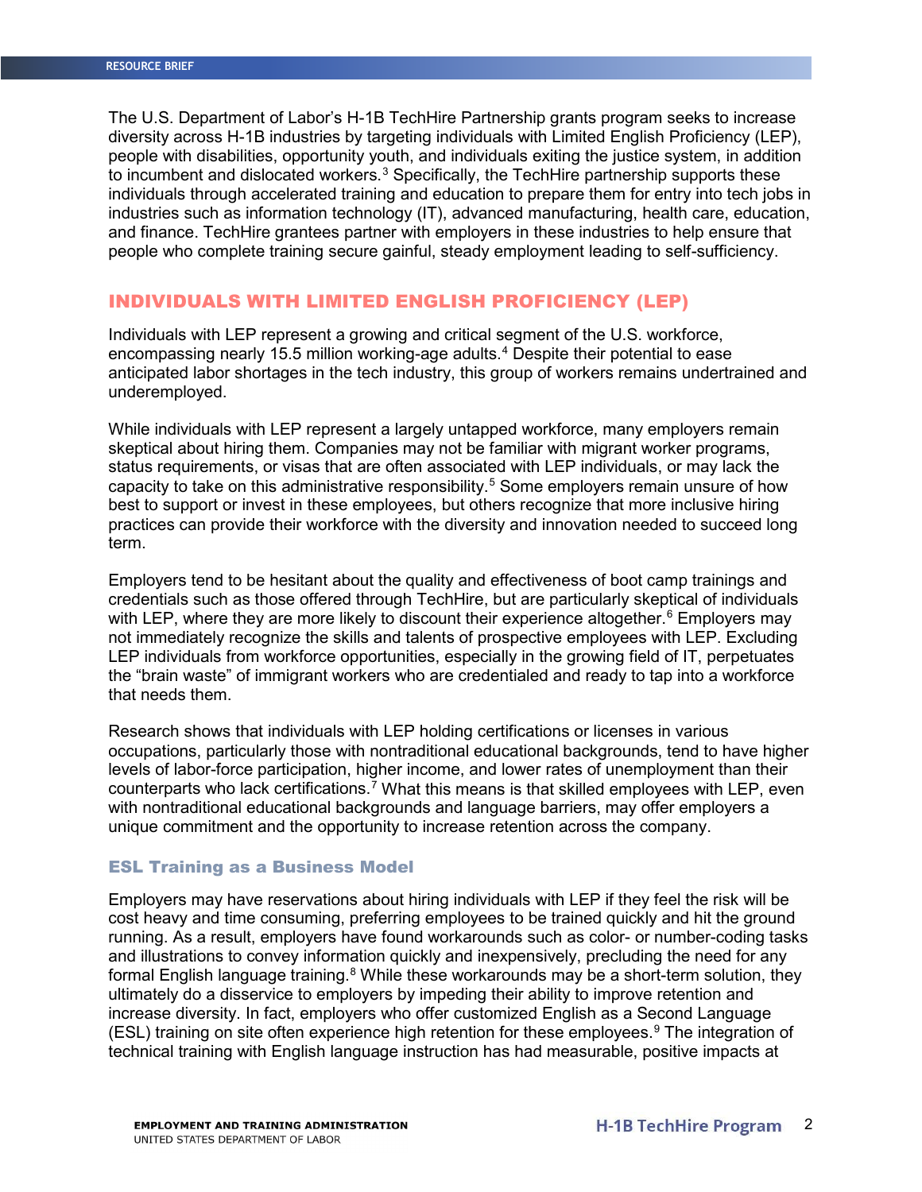The U.S. Department of Labor's H-1B TechHire Partnership grants program seeks to increase diversity across H-1B industries by targeting individuals with Limited English Proficiency (LEP), people with disabilities, opportunity youth, and individuals exiting the justice system, in addition to incumbent and dislocated workers.[3] Specifically, the TechHire partnership supports these individuals through accelerated training and education to prepare them for entry into tech jobs in industries such as information technology (IT), advanced manufacturing, health care, education, and finance. TechHire grantees partner with employers in these industries to help ensure that people who complete training secure gainful, steady employment leading to self-sufficiency.

## INDIVIDUALS WITH LIMITED ENGLISH PROFICIENCY (LEP)

Individuals with LEP represent a growing and critical segment of the U.S. workforce, encompassing nearly 15.5 million working-age adults.[4] Despite their potential to ease anticipated labor shortages in the tech industry, this group of workers remains undertrained and underemployed.

While individuals with LEP represent a largely untapped workforce, many employers remain skeptical about hiring them. Companies may not be familiar with migrant worker programs, status requirements, or visas that are often associated with LEP individuals, or may lack the capacity to take on this administrative responsibility.[5] Some employers remain unsure of how best to support or invest in these employees, but others recognize that more inclusive hiring practices can provide their workforce with the diversity and innovation needed to succeed long term.

Employers tend to be hesitant about the quality and effectiveness of boot camp trainings and credentials such as those offered through TechHire, but are particularly skeptical of individuals with LEP, where they are more likely to discount their experience altogether.[6] Employers may not immediately recognize the skills and talents of prospective employees with LEP. Excluding LEP individuals from workforce opportunities, especially in the growing field of IT, perpetuates the "brain waste" of immigrant workers who are credentialed and ready to tap into a workforce that needs them.

Research shows that individuals with LEP holding certifications or licenses in various occupations, particularly those with nontraditional educational backgrounds, tend to have higher levels of labor-force participation, higher income, and lower rates of unemployment than their counterparts who lack certifications.[7] What this means is that skilled employees with LEP, even with nontraditional educational backgrounds and language barriers, may offer employers a unique commitment and the opportunity to increase retention across the company.

### ESL Training as a Business Model

Employers may have reservations about hiring individuals with LEP if they feel the risk will be cost heavy and time consuming, preferring employees to be trained quickly and hit the ground running. As a result, employers have found workarounds such as color- or number-coding tasks and illustrations to convey information quickly and inexpensively, precluding the need for any formal English language training.[8] While these workarounds may be a short-term solution, they ultimately do a disservice to employers by impeding their ability to improve retention and increase diversity. In fact, employers who offer customized English as a Second Language (ESL) training on site often experience high retention for these employees.[9] The integration of technical training with English language instruction has had measurable, positive impacts at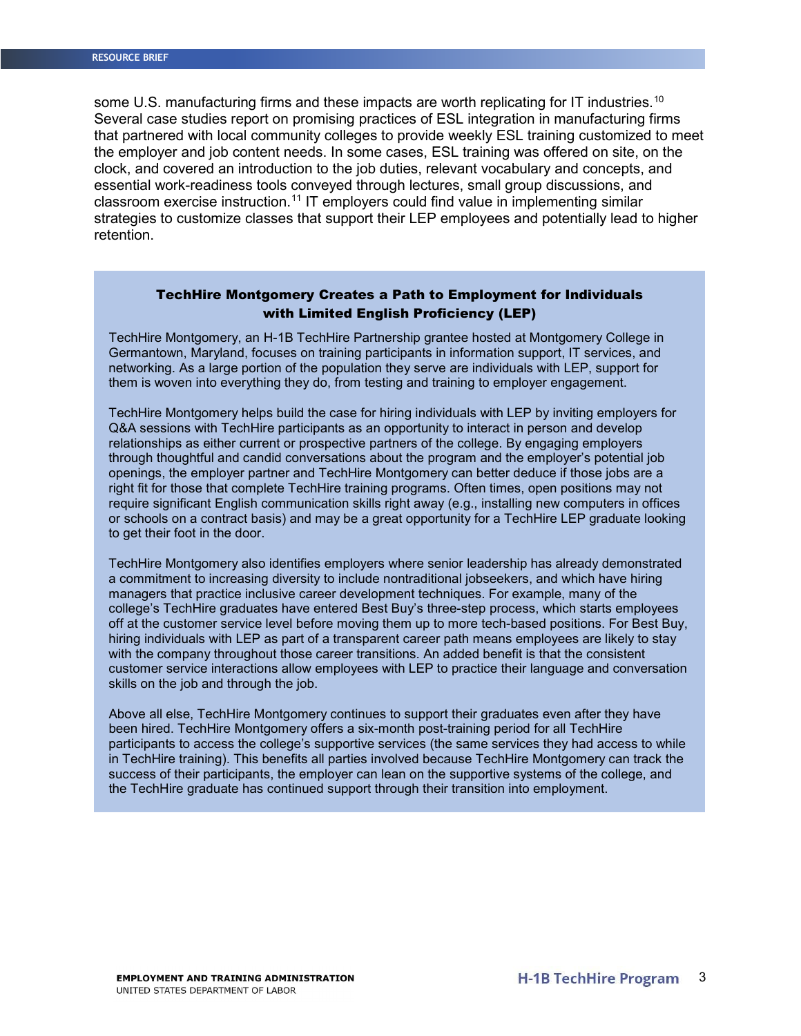some U.S. manufacturing firms and these impacts are worth replicating for IT industries.[10] Several case studies report on promising practices of ESL integration in manufacturing firms that partnered with local community colleges to provide weekly ESL training customized to meet the employer and job content needs. In some cases, ESL training was offered on site, on the clock, and covered an introduction to the job duties, relevant vocabulary and concepts, and essential work-readiness tools conveyed through lectures, small group discussions, and classroom exercise instruction.[11] IT employers could find value in implementing similar strategies to customize classes that support their LEP employees and potentially lead to higher retention.

### TechHire Montgomery Creates a Path to Employment for Individuals with Limited English Proficiency (LEP)

TechHire Montgomery, an H-1B TechHire Partnership grantee hosted at Montgomery College in Germantown, Maryland, focuses on training participants in information support, IT services, and networking. As a large portion of the population they serve are individuals with LEP, support for them is woven into everything they do, from testing and training to employer engagement.

TechHire Montgomery helps build the case for hiring individuals with LEP by inviting employers for Q&A sessions with TechHire participants as an opportunity to interact in person and develop relationships as either current or prospective partners of the college. By engaging employers through thoughtful and candid conversations about the program and the employer's potential job openings, the employer partner and TechHire Montgomery can better deduce if those jobs are a right fit for those that complete TechHire training programs. Often times, open positions may not require significant English communication skills right away (e.g., installing new computers in offices or schools on a contract basis) and may be a great opportunity for a TechHire LEP graduate looking to get their foot in the door.

TechHire Montgomery also identifies employers where senior leadership has already demonstrated a commitment to increasing diversity to include nontraditional jobseekers, and which have hiring managers that practice inclusive career development techniques. For example, many of the college's TechHire graduates have entered Best Buy's three-step process, which starts employees off at the customer service level before moving them up to more tech-based positions. For Best Buy, hiring individuals with LEP as part of a transparent career path means employees are likely to stay with the company throughout those career transitions. An added benefit is that the consistent customer service interactions allow employees with LEP to practice their language and conversation skills on the job and through the job.

Above all else, TechHire Montgomery continues to support their graduates even after they have been hired. TechHire Montgomery offers a six-month post-training period for all TechHire participants to access the college's supportive services (the same services they had access to while in TechHire training). This benefits all parties involved because TechHire Montgomery can track the success of their participants, the employer can lean on the supportive systems of the college, and the TechHire graduate has continued support through their transition into employment.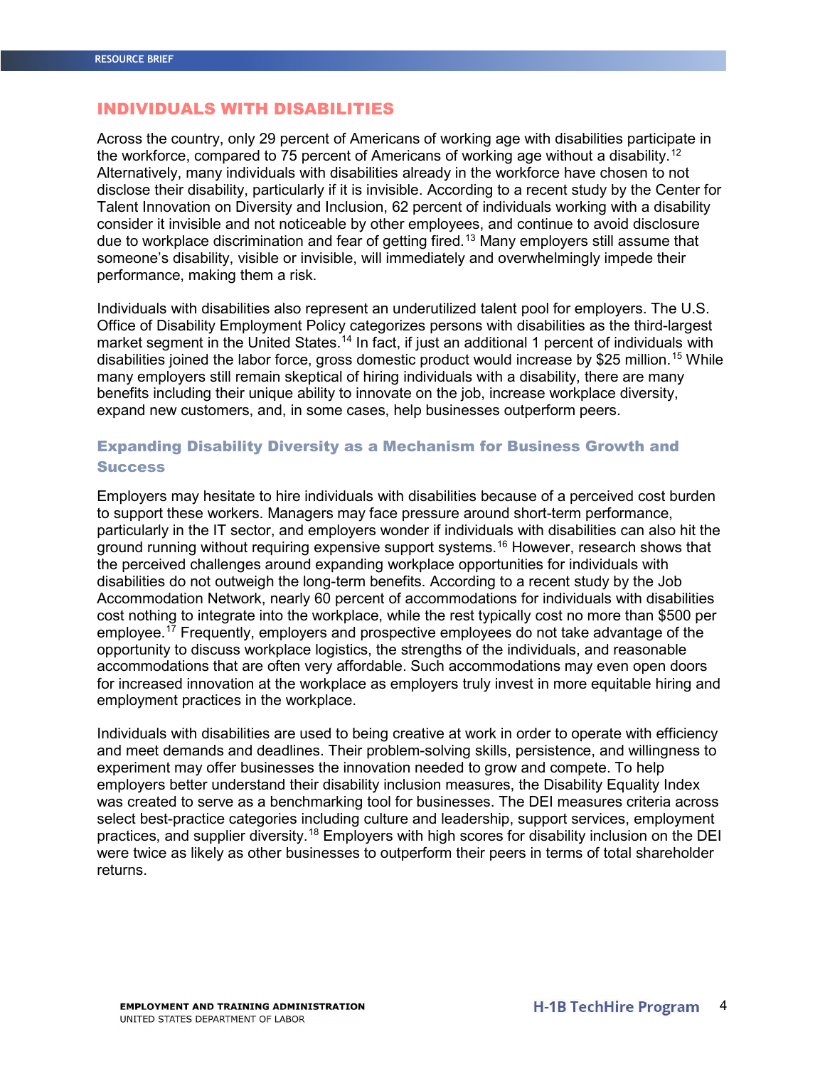## INDIVIDUALS WITH DISABILITIES

Across the country, only 29 percent of Americans of working age with disabilities participate in the workforce, compared to 75 percent of Americans of working age without a disability.[12] Alternatively, many individuals with disabilities already in the workforce have chosen to not disclose their disability, particularly if it is invisible. According to a recent study by the Center for Talent Innovation on Diversity and Inclusion, 62 percent of individuals working with a disability consider it invisible and not noticeable by other employees, and continue to avoid disclosure due to workplace discrimination and fear of getting fired.[13] Many employers still assume that someone's disability, visible or invisible, will immediately and overwhelmingly impede their performance, making them a risk.

Individuals with disabilities also represent an underutilized talent pool for employers. The U.S. Office of Disability Employment Policy categorizes persons with disabilities as the third-largest market segment in the United States.[14] In fact, if just an additional 1 percent of individuals with disabilities joined the labor force, gross domestic product would increase by $25 million.[15] While many employers still remain skeptical of hiring individuals with a disability, there are many benefits including their unique ability to innovate on the job, increase workplace diversity, expand new customers, and, in some cases, help businesses outperform peers.

### Expanding Disability Diversity as a Mechanism for Business Growth and Success

Employers may hesitate to hire individuals with disabilities because of a perceived cost burden to support these workers. Managers may face pressure around short-term performance, particularly in the IT sector, and employers wonder if individuals with disabilities can also hit the ground running without requiring expensive support systems.[16] However, research shows that the perceived challenges around expanding workplace opportunities for individuals with disabilities do not outweigh the long-term benefits. According to a recent study by the Job Accommodation Network, nearly 60 percent of accommodations for individuals with disabilities cost nothing to integrate into the workplace, while the rest typically cost no more than $500 per employee.[17] Frequently, employers and prospective employees do not take advantage of the opportunity to discuss workplace logistics, the strengths of the individuals, and reasonable accommodations that are often very affordable. Such accommodations may even open doors for increased innovation at the workplace as employers truly invest in more equitable hiring and employment practices in the workplace.

Individuals with disabilities are used to being creative at work in order to operate with efficiency and meet demands and deadlines. Their problem-solving skills, persistence, and willingness to experiment may offer businesses the innovation needed to grow and compete. To help employers better understand their disability inclusion measures, the Disability Equality Index was created to serve as a benchmarking tool for businesses. The DEI measures criteria across select best-practice categories including culture and leadership, support services, employment practices, and supplier diversity.[18] Employers with high scores for disability inclusion on the DEI were twice as likely as other businesses to outperform their peers in terms of total shareholder returns.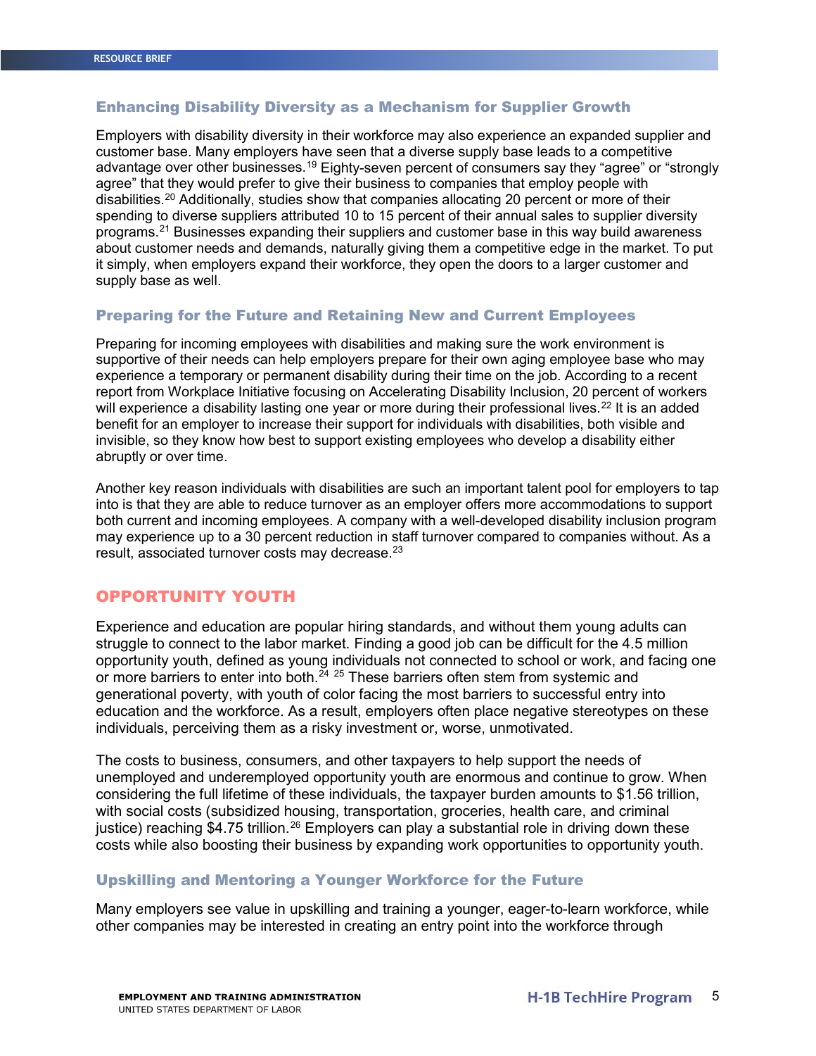### Enhancing Disability Diversity as a Mechanism for Supplier Growth

Employers with disability diversity in their workforce may also experience an expanded supplier and customer base. Many employers have seen that a diverse supply base leads to a competitive advantage over other businesses.[19] Eighty-seven percent of consumers say they "agree" or "strongly agree" that they would prefer to give their business to companies that employ people with disabilities.[20] Additionally, studies show that companies allocating 20 percent or more of their spending to diverse suppliers attributed 10 to 15 percent of their annual sales to supplier diversity programs.[21] Businesses expanding their suppliers and customer base in this way build awareness about customer needs and demands, naturally giving them a competitive edge in the market. To put it simply, when employers expand their workforce, they open the doors to a larger customer and supply base as well.

### Preparing for the Future and Retaining New and Current Employees

Preparing for incoming employees with disabilities and making sure the work environment is supportive of their needs can help employers prepare for their own aging employee base who may experience a temporary or permanent disability during their time on the job. According to a recent report from Workplace Initiative focusing on Accelerating Disability Inclusion, 20 percent of workers will experience a disability lasting one year or more during their professional lives.[22] It is an added benefit for an employer to increase their support for individuals with disabilities, both visible and invisible, so they know how best to support existing employees who develop a disability either abruptly or over time.

Another key reason individuals with disabilities are such an important talent pool for employers to tap into is that they are able to reduce turnover as an employer offers more accommodations to support both current and incoming employees. A company with a well-developed disability inclusion program may experience up to a 30 percent reduction in staff turnover compared to companies without. As a result, associated turnover costs may decrease.[23]

## OPPORTUNITY YOUTH

Experience and education are popular hiring standards, and without them young adults can struggle to connect to the labor market. Finding a good job can be difficult for the 4.5 million opportunity youth, defined as young individuals not connected to school or work, and facing one or more barriers to enter into both.[24] [25] These barriers often stem from systemic and generational poverty, with youth of color facing the most barriers to successful entry into education and the workforce. As a result, employers often place negative stereotypes on these individuals, perceiving them as a risky investment or, worse, unmotivated.

The costs to business, consumers, and other taxpayers to help support the needs of unemployed and underemployed opportunity youth are enormous and continue to grow. When considering the full lifetime of these individuals, the taxpayer burden amounts to $1.56 trillion, with social costs (subsidized housing, transportation, groceries, health care, and criminal justice) reaching $4.75 trillion.[26] Employers can play a substantial role in driving down these costs while also boosting their business by expanding work opportunities to opportunity youth.

### Upskilling and Mentoring a Younger Workforce for the Future

Many employers see value in upskilling and training a younger, eager-to-learn workforce, while other companies may be interested in creating an entry point into the workforce through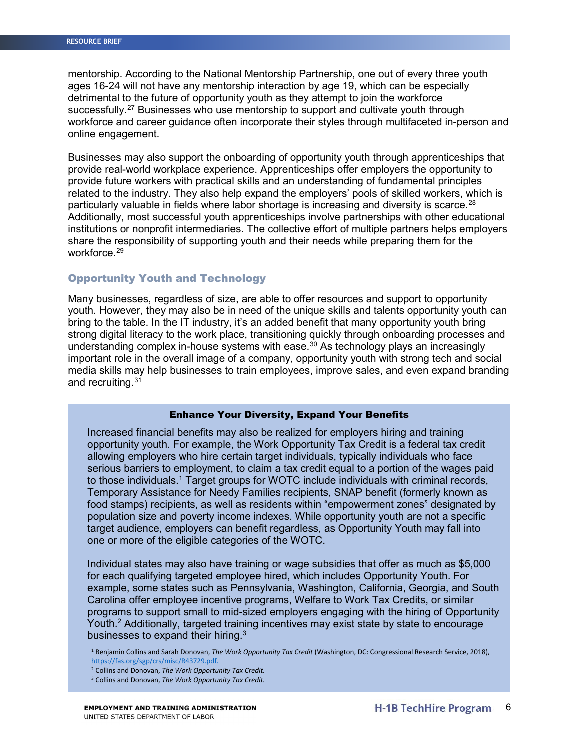mentorship. According to the National Mentorship Partnership, one out of every three youth ages 16-24 will not have any mentorship interaction by age 19, which can be especially detrimental to the future of opportunity youth as they attempt to join the workforce successfully.[27] Businesses who use mentorship to support and cultivate youth through workforce and career guidance often incorporate their styles through multifaceted in-person and online engagement.

Businesses may also support the onboarding of opportunity youth through apprenticeships that provide real-world workplace experience. Apprenticeships offer employers the opportunity to provide future workers with practical skills and an understanding of fundamental principles related to the industry. They also help expand the employers' pools of skilled workers, which is particularly valuable in fields where labor shortage is increasing and diversity is scarce.[28] Additionally, most successful youth apprenticeships involve partnerships with other educational institutions or nonprofit intermediaries. The collective effort of multiple partners helps employers share the responsibility of supporting youth and their needs while preparing them for the workforce.[29]

## Opportunity Youth and Technology

Many businesses, regardless of size, are able to offer resources and support to opportunity youth. However, they may also be in need of the unique skills and talents opportunity youth can bring to the table. In the IT industry, it's an added benefit that many opportunity youth bring strong digital literacy to the work place, transitioning quickly through onboarding processes and understanding complex in-house systems with ease.[30] As technology plays an increasingly important role in the overall image of a company, opportunity youth with strong tech and social media skills may help businesses to train employees, improve sales, and even expand branding and recruiting.[31]

### Enhance Your Diversity, Expand Your Benefits

Increased financial benefits may also be realized for employers hiring and training opportunity youth. For example, the Work Opportunity Tax Credit is a federal tax credit allowing employers who hire certain target individuals, typically individuals who face serious barriers to employment, to claim a tax credit equal to a portion of the wages paid to those individuals.[1] Target groups for WOTC include individuals with criminal records, Temporary Assistance for Needy Families recipients, SNAP benefit (formerly known as food stamps) recipients, as well as residents within "empowerment zones" designated by population size and poverty income indexes. While opportunity youth are not a specific target audience, employers can benefit regardless, as Opportunity Youth may fall into one or more of the eligible categories of the WOTC.

Individual states may also have training or wage subsidies that offer as much as $5,000 for each qualifying targeted employee hired, which includes Opportunity Youth. For example, some states such as Pennsylvania, Washington, California, Georgia, and South Carolina offer employee incentive programs, Welfare to Work Tax Credits, or similar programs to support small to mid-sized employers engaging with the hiring of Opportunity Youth.[2] Additionally, targeted training incentives may exist state by state to encourage businesses to expand their hiring.[3]

[1] Benjamin Collins and Sarah Donovan, *The Work Opportunity Tax Credit* (Washington, DC: Congressional Research Service, 2018), https://fas.org/sgp/crs/misc/R43729.pdf.

[2] Collins and Donovan, *The Work Opportunity Tax Credit.*

[3] Collins and Donovan, *The Work Opportunity Tax Credit.*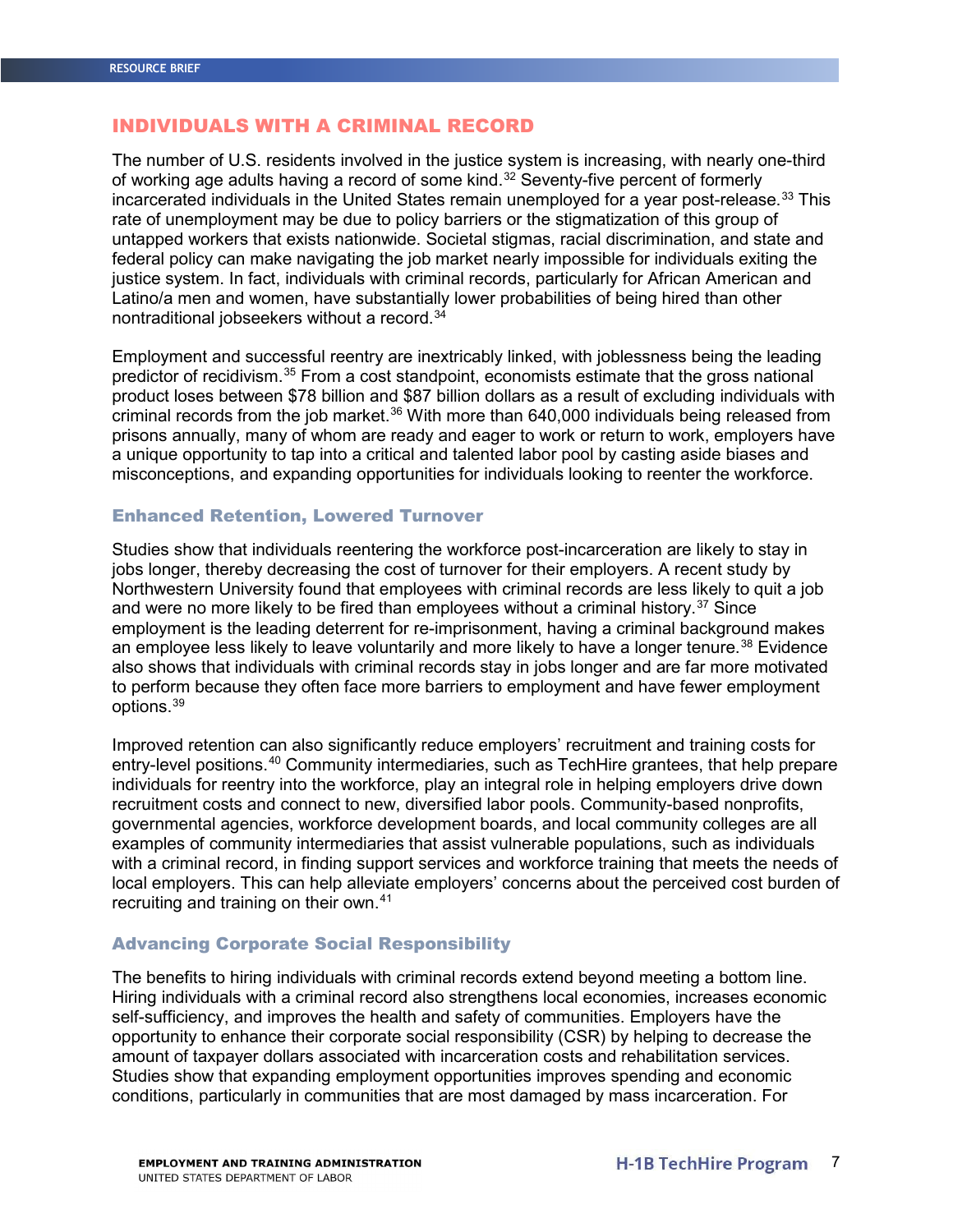## INDIVIDUALS WITH A CRIMINAL RECORD

The number of U.S. residents involved in the justice system is increasing, with nearly one-third of working age adults having a record of some kind.[32] Seventy-five percent of formerly incarcerated individuals in the United States remain unemployed for a year post-release.[33] This rate of unemployment may be due to policy barriers or the stigmatization of this group of untapped workers that exists nationwide. Societal stigmas, racial discrimination, and state and federal policy can make navigating the job market nearly impossible for individuals exiting the justice system. In fact, individuals with criminal records, particularly for African American and Latino/a men and women, have substantially lower probabilities of being hired than other nontraditional jobseekers without a record.[34]

Employment and successful reentry are inextricably linked, with joblessness being the leading predictor of recidivism.[35] From a cost standpoint, economists estimate that the gross national product loses between $78 billion and $87 billion dollars as a result of excluding individuals with criminal records from the job market.[36] With more than 640,000 individuals being released from prisons annually, many of whom are ready and eager to work or return to work, employers have a unique opportunity to tap into a critical and talented labor pool by casting aside biases and misconceptions, and expanding opportunities for individuals looking to reenter the workforce.

### Enhanced Retention, Lowered Turnover

Studies show that individuals reentering the workforce post-incarceration are likely to stay in jobs longer, thereby decreasing the cost of turnover for their employers. A recent study by Northwestern University found that employees with criminal records are less likely to quit a job and were no more likely to be fired than employees without a criminal history.[37] Since employment is the leading deterrent for re-imprisonment, having a criminal background makes an employee less likely to leave voluntarily and more likely to have a longer tenure.[38] Evidence also shows that individuals with criminal records stay in jobs longer and are far more motivated to perform because they often face more barriers to employment and have fewer employment options.[39]

Improved retention can also significantly reduce employers' recruitment and training costs for entry-level positions.[40] Community intermediaries, such as TechHire grantees, that help prepare individuals for reentry into the workforce, play an integral role in helping employers drive down recruitment costs and connect to new, diversified labor pools. Community-based nonprofits, governmental agencies, workforce development boards, and local community colleges are all examples of community intermediaries that assist vulnerable populations, such as individuals with a criminal record, in finding support services and workforce training that meets the needs of local employers. This can help alleviate employers' concerns about the perceived cost burden of recruiting and training on their own.[41]

### Advancing Corporate Social Responsibility

The benefits to hiring individuals with criminal records extend beyond meeting a bottom line. Hiring individuals with a criminal record also strengthens local economies, increases economic self-sufficiency, and improves the health and safety of communities. Employers have the opportunity to enhance their corporate social responsibility (CSR) by helping to decrease the amount of taxpayer dollars associated with incarceration costs and rehabilitation services. Studies show that expanding employment opportunities improves spending and economic conditions, particularly in communities that are most damaged by mass incarceration. For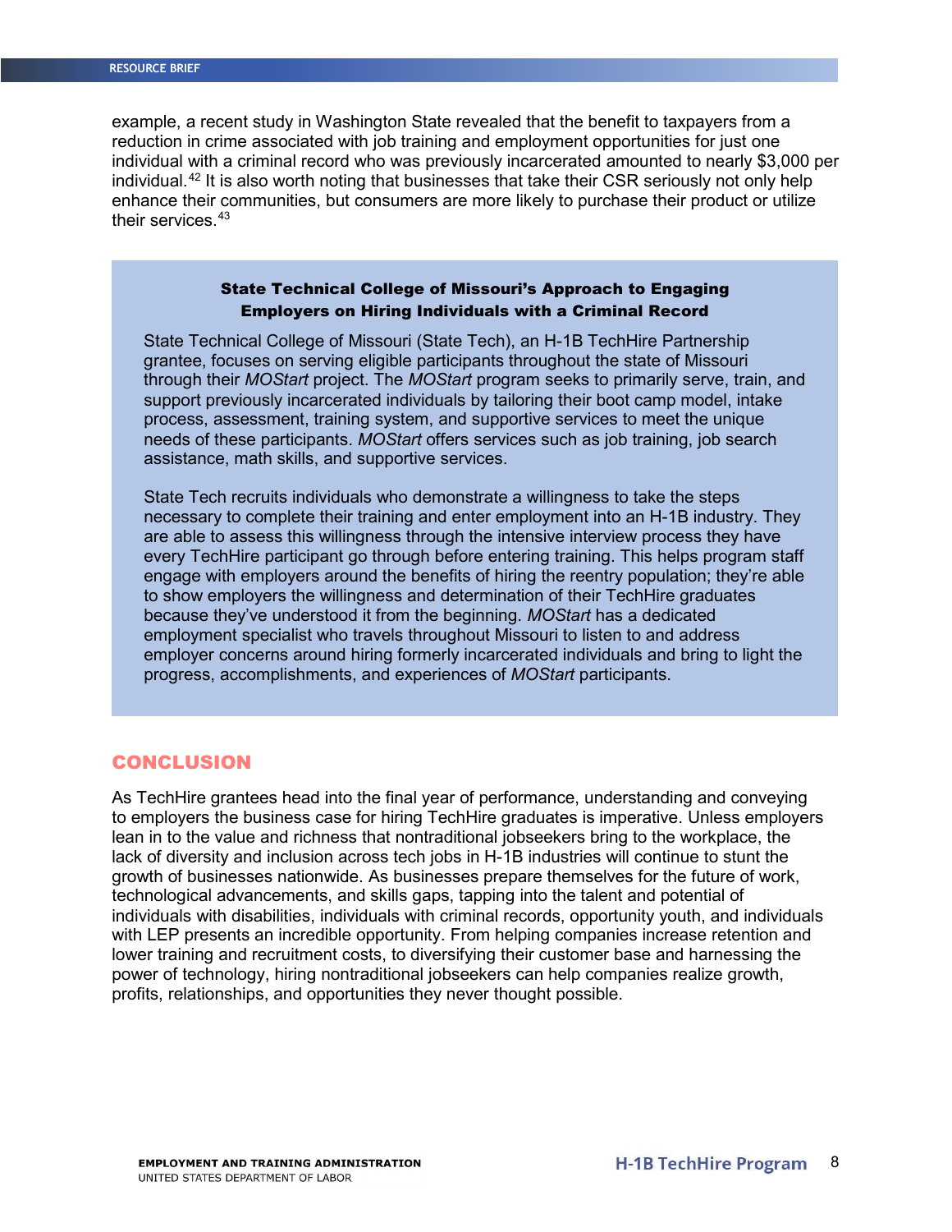example, a recent study in Washington State revealed that the benefit to taxpayers from a reduction in crime associated with job training and employment opportunities for just one individual with a criminal record who was previously incarcerated amounted to nearly $3,000 per individual.[42] It is also worth noting that businesses that take their CSR seriously not only help enhance their communities, but consumers are more likely to purchase their product or utilize their services.[43]

**State Technical College of Missouri's Approach to Engaging Employers on Hiring Individuals with a Criminal Record**

State Technical College of Missouri (State Tech), an H-1B TechHire Partnership grantee, focuses on serving eligible participants throughout the state of Missouri through their *MOStart* project. The *MOStart* program seeks to primarily serve, train, and support previously incarcerated individuals by tailoring their boot camp model, intake process, assessment, training system, and supportive services to meet the unique needs of these participants. *MOStart* offers services such as job training, job search assistance, math skills, and supportive services.

State Tech recruits individuals who demonstrate a willingness to take the steps necessary to complete their training and enter employment into an H-1B industry. They are able to assess this willingness through the intensive interview process they have every TechHire participant go through before entering training. This helps program staff engage with employers around the benefits of hiring the reentry population; they're able to show employers the willingness and determination of their TechHire graduates because they've understood it from the beginning. *MOStart* has a dedicated employment specialist who travels throughout Missouri to listen to and address employer concerns around hiring formerly incarcerated individuals and bring to light the progress, accomplishments, and experiences of *MOStart* participants.

## CONCLUSION

As TechHire grantees head into the final year of performance, understanding and conveying to employers the business case for hiring TechHire graduates is imperative. Unless employers lean in to the value and richness that nontraditional jobseekers bring to the workplace, the lack of diversity and inclusion across tech jobs in H-1B industries will continue to stunt the growth of businesses nationwide. As businesses prepare themselves for the future of work, technological advancements, and skills gaps, tapping into the talent and potential of individuals with disabilities, individuals with criminal records, opportunity youth, and individuals with LEP presents an incredible opportunity. From helping companies increase retention and lower training and recruitment costs, to diversifying their customer base and harnessing the power of technology, hiring nontraditional jobseekers can help companies realize growth, profits, relationships, and opportunities they never thought possible.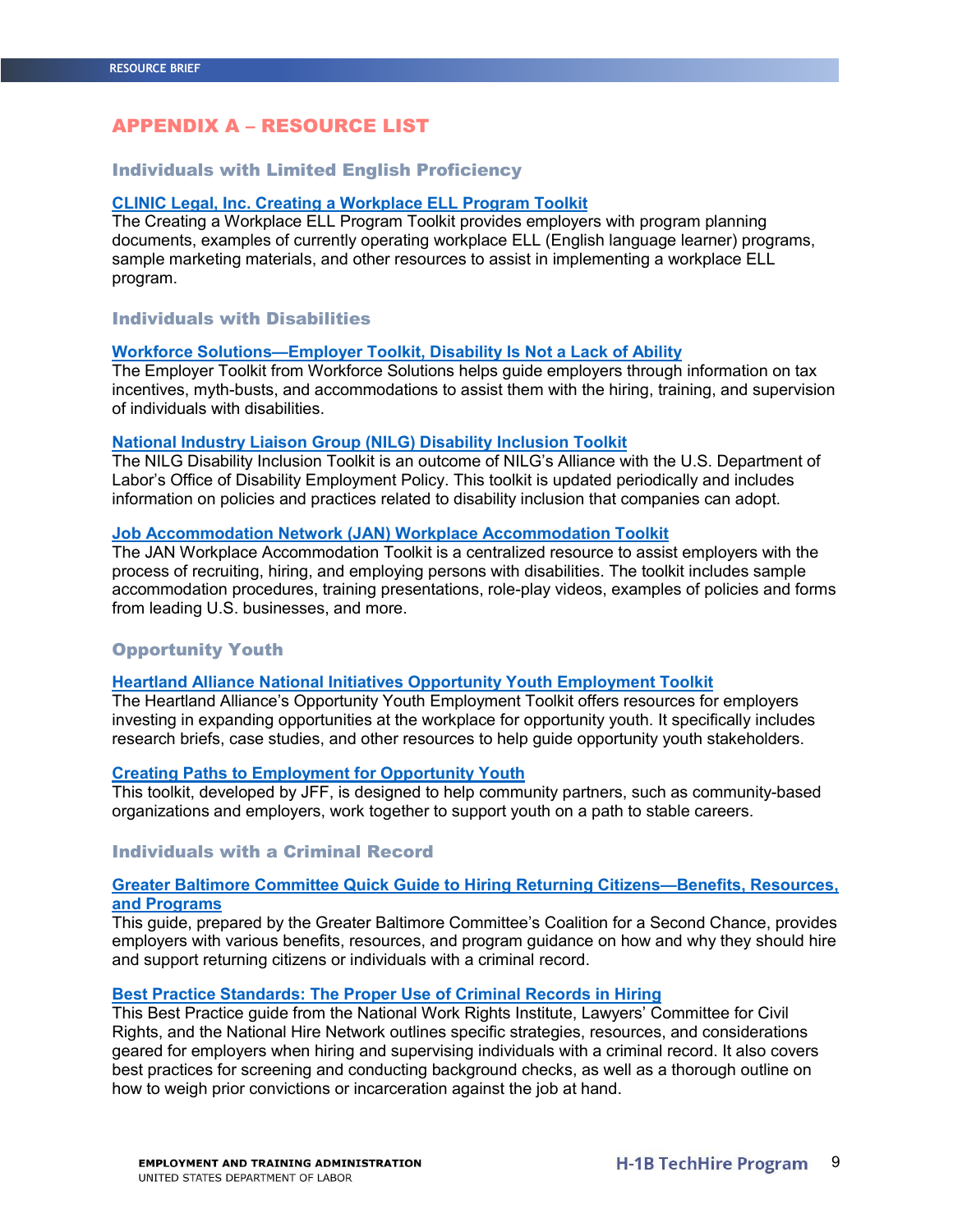## APPENDIX A – RESOURCE LIST

### Individuals with Limited English Proficiency

**CLINIC Legal, Inc. Creating a Workplace ELL Program Toolkit**
The Creating a Workplace ELL Program Toolkit provides employers with program planning documents, examples of currently operating workplace ELL (English language learner) programs, sample marketing materials, and other resources to assist in implementing a workplace ELL program.

### Individuals with Disabilities

**Workforce Solutions—Employer Toolkit, Disability Is Not a Lack of Ability**
The Employer Toolkit from Workforce Solutions helps guide employers through information on tax incentives, myth-busts, and accommodations to assist them with the hiring, training, and supervision of individuals with disabilities.

**National Industry Liaison Group (NILG) Disability Inclusion Toolkit**
The NILG Disability Inclusion Toolkit is an outcome of NILG's Alliance with the U.S. Department of Labor's Office of Disability Employment Policy. This toolkit is updated periodically and includes information on policies and practices related to disability inclusion that companies can adopt.

**Job Accommodation Network (JAN) Workplace Accommodation Toolkit**
The JAN Workplace Accommodation Toolkit is a centralized resource to assist employers with the process of recruiting, hiring, and employing persons with disabilities. The toolkit includes sample accommodation procedures, training presentations, role-play videos, examples of policies and forms from leading U.S. businesses, and more.

### Opportunity Youth

**Heartland Alliance National Initiatives Opportunity Youth Employment Toolkit**
The Heartland Alliance's Opportunity Youth Employment Toolkit offers resources for employers investing in expanding opportunities at the workplace for opportunity youth. It specifically includes research briefs, case studies, and other resources to help guide opportunity youth stakeholders.

**Creating Paths to Employment for Opportunity Youth**
This toolkit, developed by JFF, is designed to help community partners, such as community-based organizations and employers, work together to support youth on a path to stable careers.

### Individuals with a Criminal Record

**Greater Baltimore Committee Quick Guide to Hiring Returning Citizens—Benefits, Resources, and Programs**
This guide, prepared by the Greater Baltimore Committee's Coalition for a Second Chance, provides employers with various benefits, resources, and program guidance on how and why they should hire and support returning citizens or individuals with a criminal record.

**Best Practice Standards: The Proper Use of Criminal Records in Hiring**
This Best Practice guide from the National Work Rights Institute, Lawyers' Committee for Civil Rights, and the National Hire Network outlines specific strategies, resources, and considerations geared for employers when hiring and supervising individuals with a criminal record. It also covers best practices for screening and conducting background checks, as well as a thorough outline on how to weigh prior convictions or incarceration against the job at hand.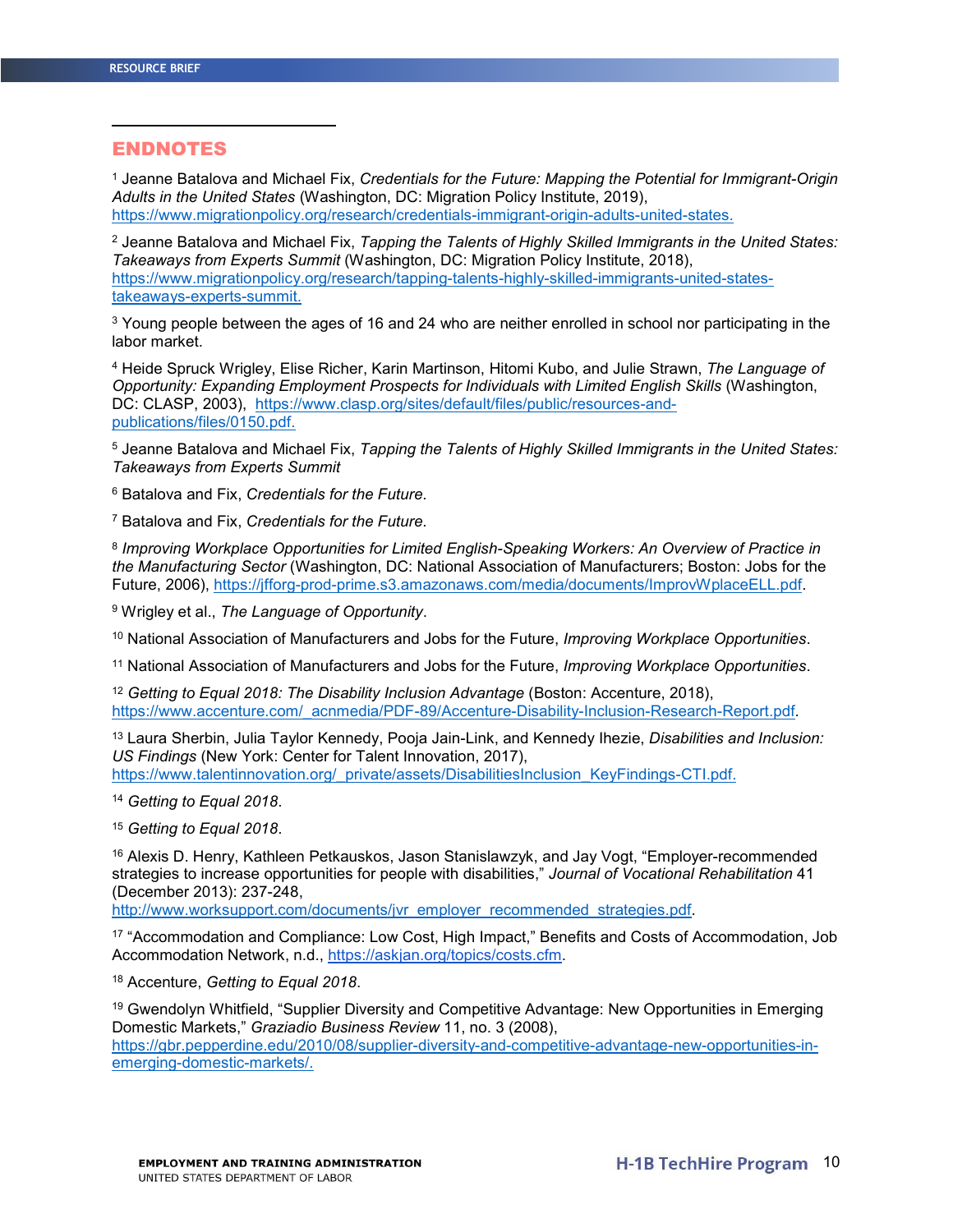## ENDNOTES

[1] Jeanne Batalova and Michael Fix, *Credentials for the Future: Mapping the Potential for Immigrant-Origin Adults in the United States* (Washington, DC: Migration Policy Institute, 2019), https://www.migrationpolicy.org/research/credentials-immigrant-origin-adults-united-states.

[2] Jeanne Batalova and Michael Fix, *Tapping the Talents of Highly Skilled Immigrants in the United States: Takeaways from Experts Summit* (Washington, DC: Migration Policy Institute, 2018), https://www.migrationpolicy.org/research/tapping-talents-highly-skilled-immigrants-united-states-takeaways-experts-summit.

[3] Young people between the ages of 16 and 24 who are neither enrolled in school nor participating in the labor market.

[4] Heide Spruck Wrigley, Elise Richer, Karin Martinson, Hitomi Kubo, and Julie Strawn, *The Language of Opportunity: Expanding Employment Prospects for Individuals with Limited English Skills* (Washington, DC: CLASP, 2003), https://www.clasp.org/sites/default/files/public/resources-and-publications/files/0150.pdf.

[5] Jeanne Batalova and Michael Fix, *Tapping the Talents of Highly Skilled Immigrants in the United States: Takeaways from Experts Summit*

[6] Batalova and Fix, *Credentials for the Future*.

[7] Batalova and Fix, *Credentials for the Future*.

[8] *Improving Workplace Opportunities for Limited English-Speaking Workers: An Overview of Practice in the Manufacturing Sector* (Washington, DC: National Association of Manufacturers; Boston: Jobs for the Future, 2006), https://jfforg-prod-prime.s3.amazonaws.com/media/documents/ImprovWplaceELL.pdf.

[9] Wrigley et al., *The Language of Opportunity*.

[10] National Association of Manufacturers and Jobs for the Future, *Improving Workplace Opportunities*.

[11] National Association of Manufacturers and Jobs for the Future, *Improving Workplace Opportunities*.

[12] *Getting to Equal 2018: The Disability Inclusion Advantage* (Boston: Accenture, 2018), https://www.accenture.com/_acnmedia/PDF-89/Accenture-Disability-Inclusion-Research-Report.pdf.

[13] Laura Sherbin, Julia Taylor Kennedy, Pooja Jain-Link, and Kennedy Ihezie, *Disabilities and Inclusion: US Findings* (New York: Center for Talent Innovation, 2017), https://www.talentinnovation.org/_private/assets/DisabilitiesInclusion_KeyFindings-CTI.pdf.

[14] *Getting to Equal 2018*.

[15] *Getting to Equal 2018*.

[16] Alexis D. Henry, Kathleen Petkauskos, Jason Stanislawzyk, and Jay Vogt, "Employer-recommended strategies to increase opportunities for people with disabilities," *Journal of Vocational Rehabilitation* 41 (December 2013): 237-248, http://www.worksupport.com/documents/jvr_employer_recommended_strategies.pdf.

[17] "Accommodation and Compliance: Low Cost, High Impact," Benefits and Costs of Accommodation, Job Accommodation Network, n.d., https://askjan.org/topics/costs.cfm.

[18] Accenture, *Getting to Equal 2018*.

[19] Gwendolyn Whitfield, "Supplier Diversity and Competitive Advantage: New Opportunities in Emerging Domestic Markets," *Graziadio Business Review* 11, no. 3 (2008), https://gbr.pepperdine.edu/2010/08/supplier-diversity-and-competitive-advantage-new-opportunities-in-emerging-domestic-markets/.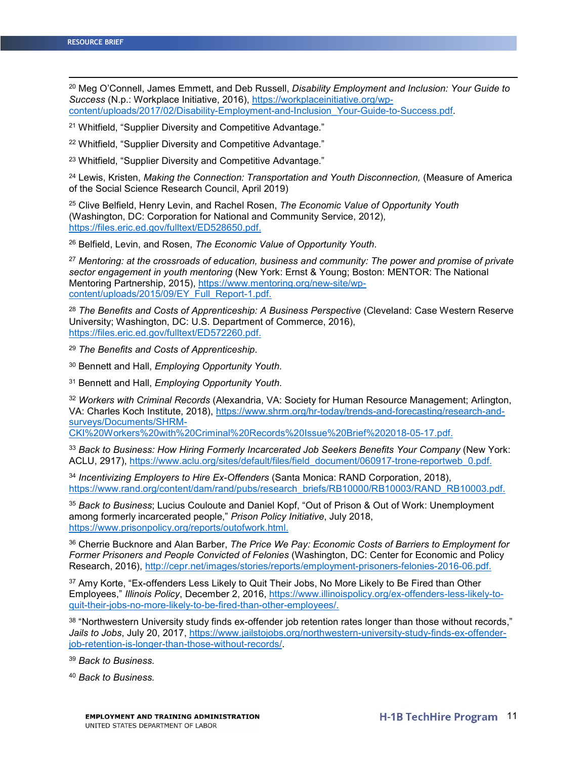[20] Meg O'Connell, James Emmett, and Deb Russell, *Disability Employment and Inclusion: Your Guide to Success* (N.p.: Workplace Initiative, 2016), https://workplaceinitiative.org/wp-content/uploads/2017/02/Disability-Employment-and-Inclusion_Your-Guide-to-Success.pdf.

[21] Whitfield, "Supplier Diversity and Competitive Advantage."

[22] Whitfield, "Supplier Diversity and Competitive Advantage."

[23] Whitfield, "Supplier Diversity and Competitive Advantage."

[24] Lewis, Kristen, *Making the Connection: Transportation and Youth Disconnection,* (Measure of America of the Social Science Research Council, April 2019)

[25] Clive Belfield, Henry Levin, and Rachel Rosen, *The Economic Value of Opportunity Youth* (Washington, DC: Corporation for National and Community Service, 2012), https://files.eric.ed.gov/fulltext/ED528650.pdf.

[26] Belfield, Levin, and Rosen, *The Economic Value of Opportunity Youth*.

[27] *Mentoring: at the crossroads of education, business and community: The power and promise of private sector engagement in youth mentoring* (New York: Ernst & Young; Boston: MENTOR: The National Mentoring Partnership, 2015), https://www.mentoring.org/new-site/wp-content/uploads/2015/09/EY_Full_Report-1.pdf.

[28] *The Benefits and Costs of Apprenticeship: A Business Perspective* (Cleveland: Case Western Reserve University; Washington, DC: U.S. Department of Commerce, 2016), https://files.eric.ed.gov/fulltext/ED572260.pdf.

[29] *The Benefits and Costs of Apprenticeship*.

[30] Bennett and Hall, *Employing Opportunity Youth*.

[31] Bennett and Hall, *Employing Opportunity Youth*.

[32] *Workers with Criminal Records* (Alexandria, VA: Society for Human Resource Management; Arlington, VA: Charles Koch Institute, 2018), https://www.shrm.org/hr-today/trends-and-forecasting/research-and-surveys/Documents/SHRM-CKI%20Workers%20with%20Criminal%20Records%20Issue%20Brief%202018-05-17.pdf.

[33] *Back to Business: How Hiring Formerly Incarcerated Job Seekers Benefits Your Company* (New York: ACLU, 2917), https://www.aclu.org/sites/default/files/field_document/060917-trone-reportweb_0.pdf.

[34] *Incentivizing Employers to Hire Ex-Offenders* (Santa Monica: RAND Corporation, 2018), https://www.rand.org/content/dam/rand/pubs/research_briefs/RB10000/RB10003/RAND_RB10003.pdf.

[35] *Back to Business*; Lucius Couloute and Daniel Kopf, "Out of Prison & Out of Work: Unemployment among formerly incarcerated people," *Prison Policy Initiative*, July 2018, https://www.prisonpolicy.org/reports/outofwork.html.

[36] Cherrie Bucknore and Alan Barber, *The Price We Pay: Economic Costs of Barriers to Employment for Former Prisoners and People Convicted of Felonies* (Washington, DC: Center for Economic and Policy Research, 2016), http://cepr.net/images/stories/reports/employment-prisoners-felonies-2016-06.pdf.

[37] Amy Korte, "Ex-offenders Less Likely to Quit Their Jobs, No More Likely to Be Fired than Other Employees," *Illinois Policy*, December 2, 2016, https://www.illinoispolicy.org/ex-offenders-less-likely-to-quit-their-jobs-no-more-likely-to-be-fired-than-other-employees/.

[38] "Northwestern University study finds ex-offender job retention rates longer than those without records," *Jails to Jobs*, July 20, 2017, https://www.jailstojobs.org/northwestern-university-study-finds-ex-offender-job-retention-is-longer-than-those-without-records/.

[39] *Back to Business.*

[40] *Back to Business.*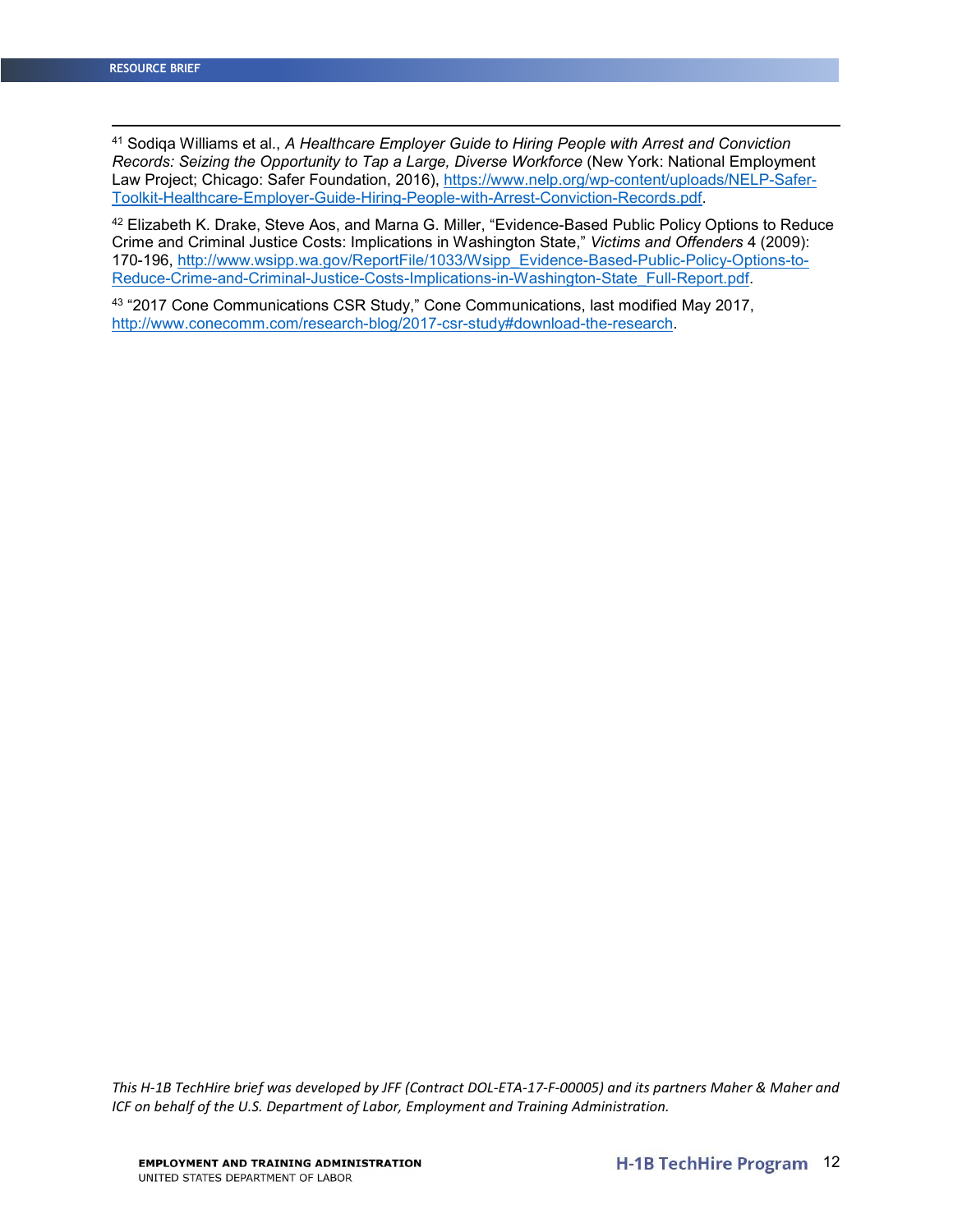[41] Sodiqa Williams et al., *A Healthcare Employer Guide to Hiring People with Arrest and Conviction Records: Seizing the Opportunity to Tap a Large, Diverse Workforce* (New York: National Employment Law Project; Chicago: Safer Foundation, 2016), https://www.nelp.org/wp-content/uploads/NELP-Safer-Toolkit-Healthcare-Employer-Guide-Hiring-People-with-Arrest-Conviction-Records.pdf.

[42] Elizabeth K. Drake, Steve Aos, and Marna G. Miller, "Evidence-Based Public Policy Options to Reduce Crime and Criminal Justice Costs: Implications in Washington State," *Victims and Offenders* 4 (2009): 170-196, http://www.wsipp.wa.gov/ReportFile/1033/Wsipp_Evidence-Based-Public-Policy-Options-to-Reduce-Crime-and-Criminal-Justice-Costs-Implications-in-Washington-State_Full-Report.pdf.

[43] "2017 Cone Communications CSR Study," Cone Communications, last modified May 2017, http://www.conecomm.com/research-blog/2017-csr-study#download-the-research.

*This H-1B TechHire brief was developed by JFF (Contract DOL-ETA-17-F-00005) and its partners Maher & Maher and ICF on behalf of the U.S. Department of Labor, Employment and Training Administration.*